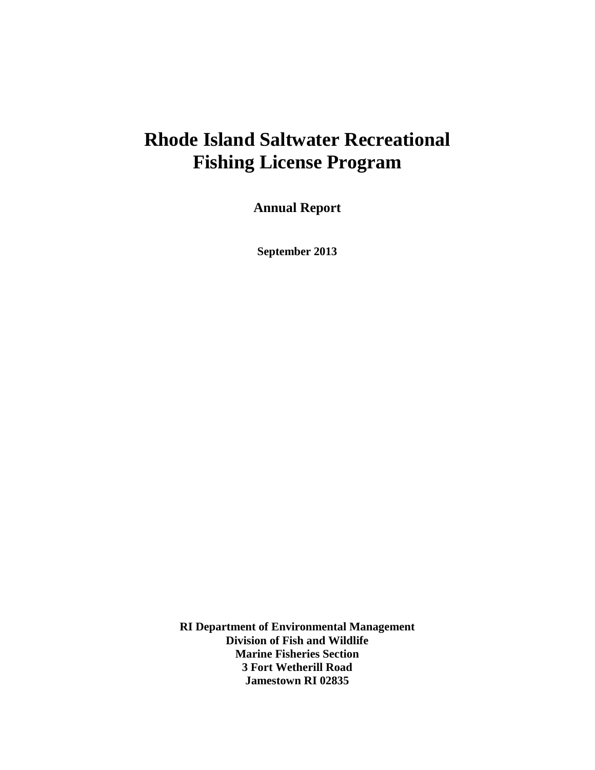# Rhode Island Saltwater Recreational Fishing License Program

**Annual Report**

**September 2013**

**RI Department of Environmental Management**
**Division of Fish and Wildlife**
**Marine Fisheries Section**
**3 Fort Wetherill Road**
**Jamestown RI 02835**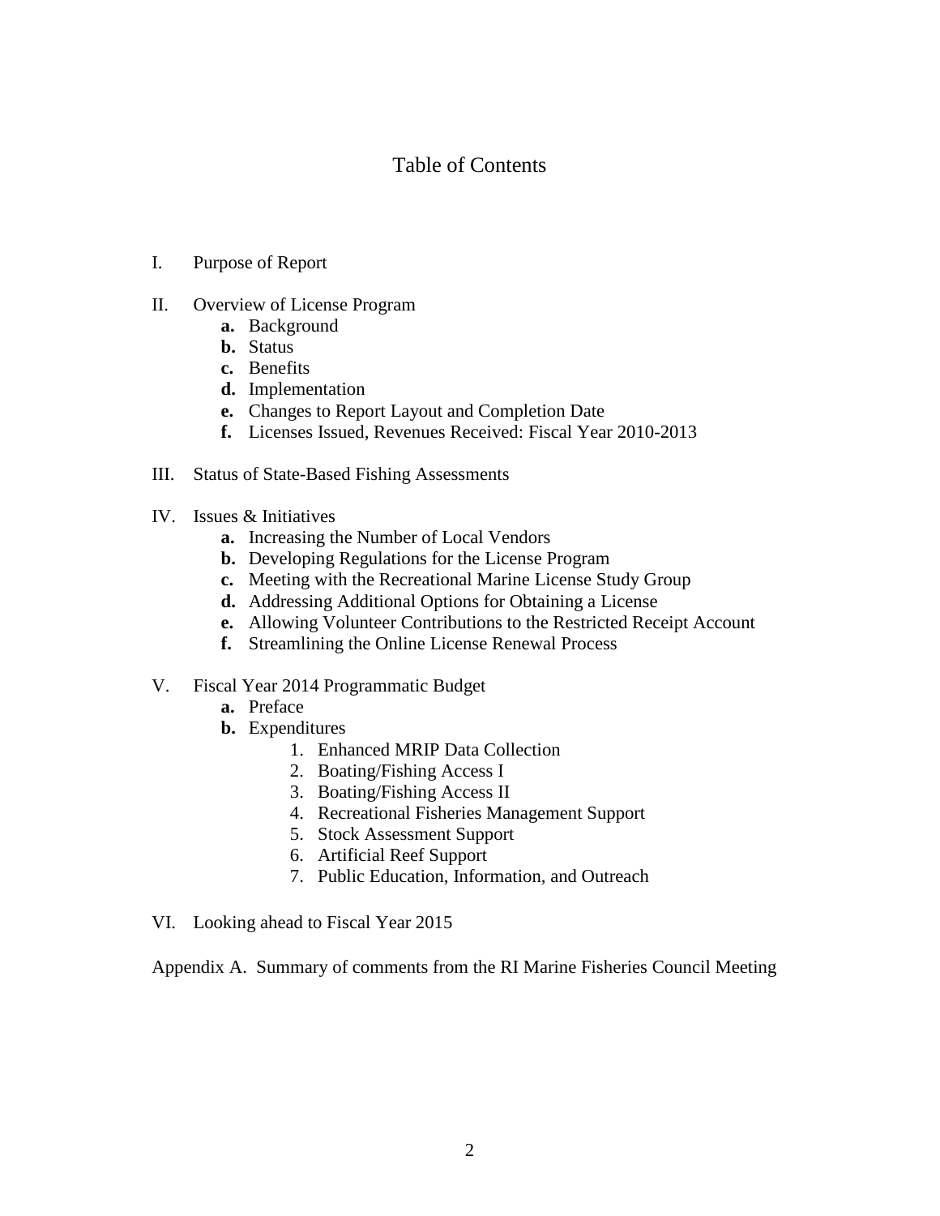# Table of Contents

I. Purpose of Report

II. Overview of License Program
   - **a.** Background
   - **b.** Status
   - **c.** Benefits
   - **d.** Implementation
   - **e.** Changes to Report Layout and Completion Date
   - **f.** Licenses Issued, Revenues Received: Fiscal Year 2010-2013

III. Status of State-Based Fishing Assessments

IV. Issues & Initiatives
   - **a.** Increasing the Number of Local Vendors
   - **b.** Developing Regulations for the License Program
   - **c.** Meeting with the Recreational Marine License Study Group
   - **d.** Addressing Additional Options for Obtaining a License
   - **e.** Allowing Volunteer Contributions to the Restricted Receipt Account
   - **f.** Streamlining the Online License Renewal Process

V. Fiscal Year 2014 Programmatic Budget
   - **a.** Preface
   - **b.** Expenditures
     1. Enhanced MRIP Data Collection
     2. Boating/Fishing Access I
     3. Boating/Fishing Access II
     4. Recreational Fisheries Management Support
     5. Stock Assessment Support
     6. Artificial Reef Support
     7. Public Education, Information, and Outreach

VI. Looking ahead to Fiscal Year 2015

Appendix A. Summary of comments from the RI Marine Fisheries Council Meeting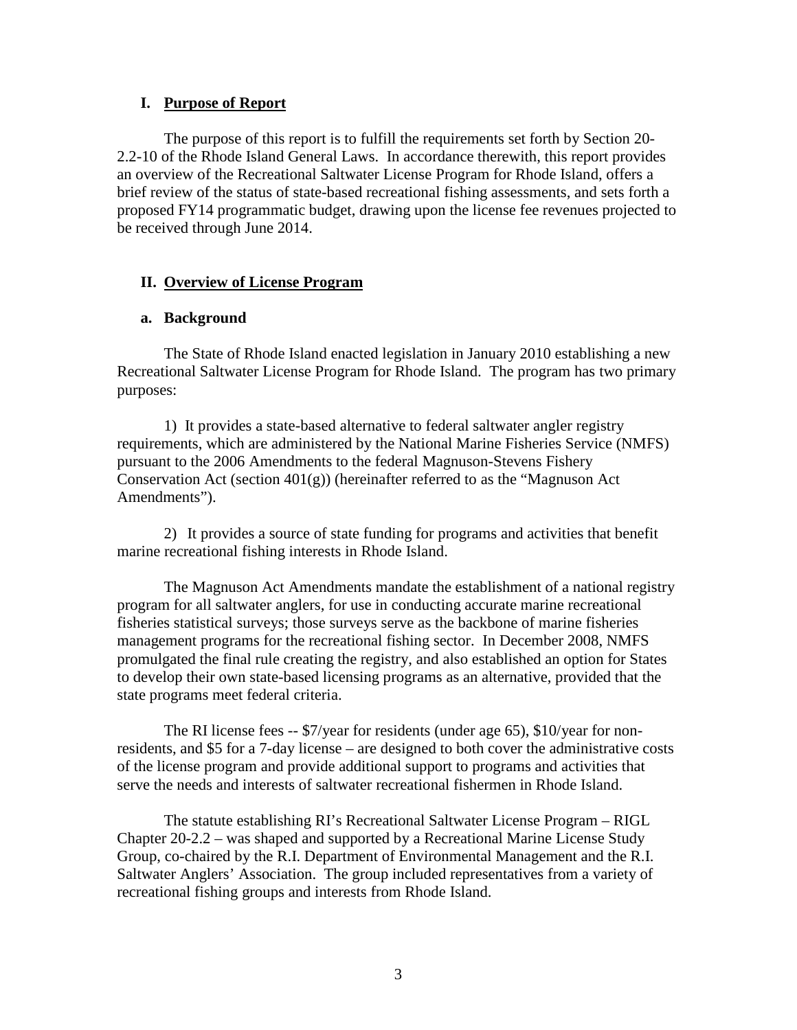## I. Purpose of Report

The purpose of this report is to fulfill the requirements set forth by Section 20-2.2-10 of the Rhode Island General Laws. In accordance therewith, this report provides an overview of the Recreational Saltwater License Program for Rhode Island, offers a brief review of the status of state-based recreational fishing assessments, and sets forth a proposed FY14 programmatic budget, drawing upon the license fee revenues projected to be received through June 2014.

## II. Overview of License Program

### a. Background

The State of Rhode Island enacted legislation in January 2010 establishing a new Recreational Saltwater License Program for Rhode Island. The program has two primary purposes:

1) It provides a state-based alternative to federal saltwater angler registry requirements, which are administered by the National Marine Fisheries Service (NMFS) pursuant to the 2006 Amendments to the federal Magnuson-Stevens Fishery Conservation Act (section 401(g)) (hereinafter referred to as the "Magnuson Act Amendments").

2) It provides a source of state funding for programs and activities that benefit marine recreational fishing interests in Rhode Island.

The Magnuson Act Amendments mandate the establishment of a national registry program for all saltwater anglers, for use in conducting accurate marine recreational fisheries statistical surveys; those surveys serve as the backbone of marine fisheries management programs for the recreational fishing sector. In December 2008, NMFS promulgated the final rule creating the registry, and also established an option for States to develop their own state-based licensing programs as an alternative, provided that the state programs meet federal criteria.

The RI license fees -- \$7/year for residents (under age 65), \$10/year for non-residents, and \$5 for a 7-day license – are designed to both cover the administrative costs of the license program and provide additional support to programs and activities that serve the needs and interests of saltwater recreational fishermen in Rhode Island.

The statute establishing RI's Recreational Saltwater License Program – RIGL Chapter 20-2.2 – was shaped and supported by a Recreational Marine License Study Group, co-chaired by the R.I. Department of Environmental Management and the R.I. Saltwater Anglers' Association. The group included representatives from a variety of recreational fishing groups and interests from Rhode Island.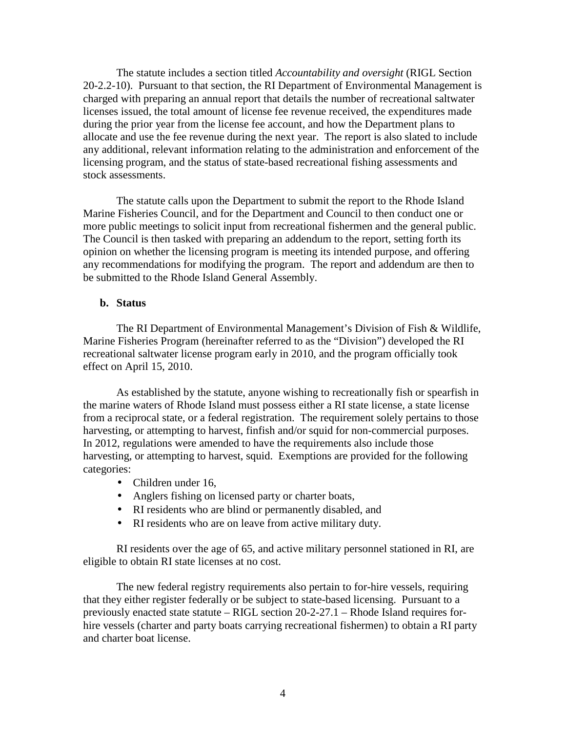The statute includes a section titled *Accountability and oversight* (RIGL Section 20-2.2-10). Pursuant to that section, the RI Department of Environmental Management is charged with preparing an annual report that details the number of recreational saltwater licenses issued, the total amount of license fee revenue received, the expenditures made during the prior year from the license fee account, and how the Department plans to allocate and use the fee revenue during the next year. The report is also slated to include any additional, relevant information relating to the administration and enforcement of the licensing program, and the status of state-based recreational fishing assessments and stock assessments.

The statute calls upon the Department to submit the report to the Rhode Island Marine Fisheries Council, and for the Department and Council to then conduct one or more public meetings to solicit input from recreational fishermen and the general public. The Council is then tasked with preparing an addendum to the report, setting forth its opinion on whether the licensing program is meeting its intended purpose, and offering any recommendations for modifying the program. The report and addendum are then to be submitted to the Rhode Island General Assembly.

**b. Status**

The RI Department of Environmental Management's Division of Fish & Wildlife, Marine Fisheries Program (hereinafter referred to as the "Division") developed the RI recreational saltwater license program early in 2010, and the program officially took effect on April 15, 2010.

As established by the statute, anyone wishing to recreationally fish or spearfish in the marine waters of Rhode Island must possess either a RI state license, a state license from a reciprocal state, or a federal registration. The requirement solely pertains to those harvesting, or attempting to harvest, finfish and/or squid for non-commercial purposes. In 2012, regulations were amended to have the requirements also include those harvesting, or attempting to harvest, squid. Exemptions are provided for the following categories:

- Children under 16,
- Anglers fishing on licensed party or charter boats,
- RI residents who are blind or permanently disabled, and
- RI residents who are on leave from active military duty.

RI residents over the age of 65, and active military personnel stationed in RI, are eligible to obtain RI state licenses at no cost.

The new federal registry requirements also pertain to for-hire vessels, requiring that they either register federally or be subject to state-based licensing. Pursuant to a previously enacted state statute – RIGL section 20-2-27.1 – Rhode Island requires for-hire vessels (charter and party boats carrying recreational fishermen) to obtain a RI party and charter boat license.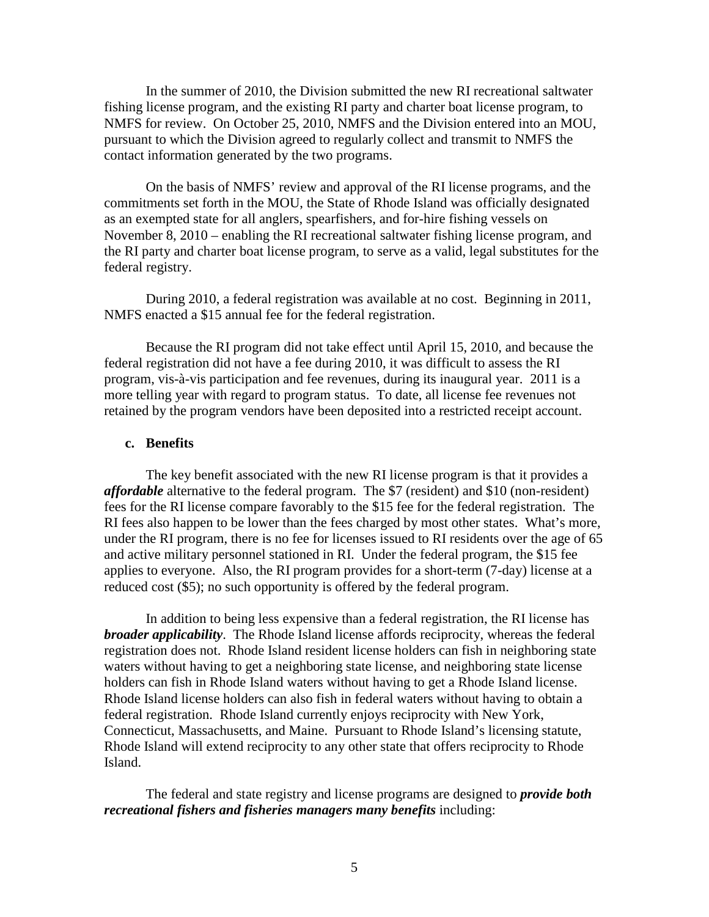In the summer of 2010, the Division submitted the new RI recreational saltwater fishing license program, and the existing RI party and charter boat license program, to NMFS for review. On October 25, 2010, NMFS and the Division entered into an MOU, pursuant to which the Division agreed to regularly collect and transmit to NMFS the contact information generated by the two programs.

On the basis of NMFS' review and approval of the RI license programs, and the commitments set forth in the MOU, the State of Rhode Island was officially designated as an exempted state for all anglers, spearfishers, and for-hire fishing vessels on November 8, 2010 – enabling the RI recreational saltwater fishing license program, and the RI party and charter boat license program, to serve as a valid, legal substitutes for the federal registry.

During 2010, a federal registration was available at no cost. Beginning in 2011, NMFS enacted a $15 annual fee for the federal registration.

Because the RI program did not take effect until April 15, 2010, and because the federal registration did not have a fee during 2010, it was difficult to assess the RI program, vis-à-vis participation and fee revenues, during its inaugural year. 2011 is a more telling year with regard to program status. To date, all license fee revenues not retained by the program vendors have been deposited into a restricted receipt account.

**c. Benefits**

The key benefit associated with the new RI license program is that it provides a ***affordable*** alternative to the federal program. The $7 (resident) and $10 (non-resident) fees for the RI license compare favorably to the $15 fee for the federal registration. The RI fees also happen to be lower than the fees charged by most other states. What's more, under the RI program, there is no fee for licenses issued to RI residents over the age of 65 and active military personnel stationed in RI. Under the federal program, the $15 fee applies to everyone. Also, the RI program provides for a short-term (7-day) license at a reduced cost ($5); no such opportunity is offered by the federal program.

In addition to being less expensive than a federal registration, the RI license has ***broader applicability***. The Rhode Island license affords reciprocity, whereas the federal registration does not. Rhode Island resident license holders can fish in neighboring state waters without having to get a neighboring state license, and neighboring state license holders can fish in Rhode Island waters without having to get a Rhode Island license. Rhode Island license holders can also fish in federal waters without having to obtain a federal registration. Rhode Island currently enjoys reciprocity with New York, Connecticut, Massachusetts, and Maine. Pursuant to Rhode Island's licensing statute, Rhode Island will extend reciprocity to any other state that offers reciprocity to Rhode Island.

The federal and state registry and license programs are designed to ***provide both recreational fishers and fisheries managers many benefits*** including: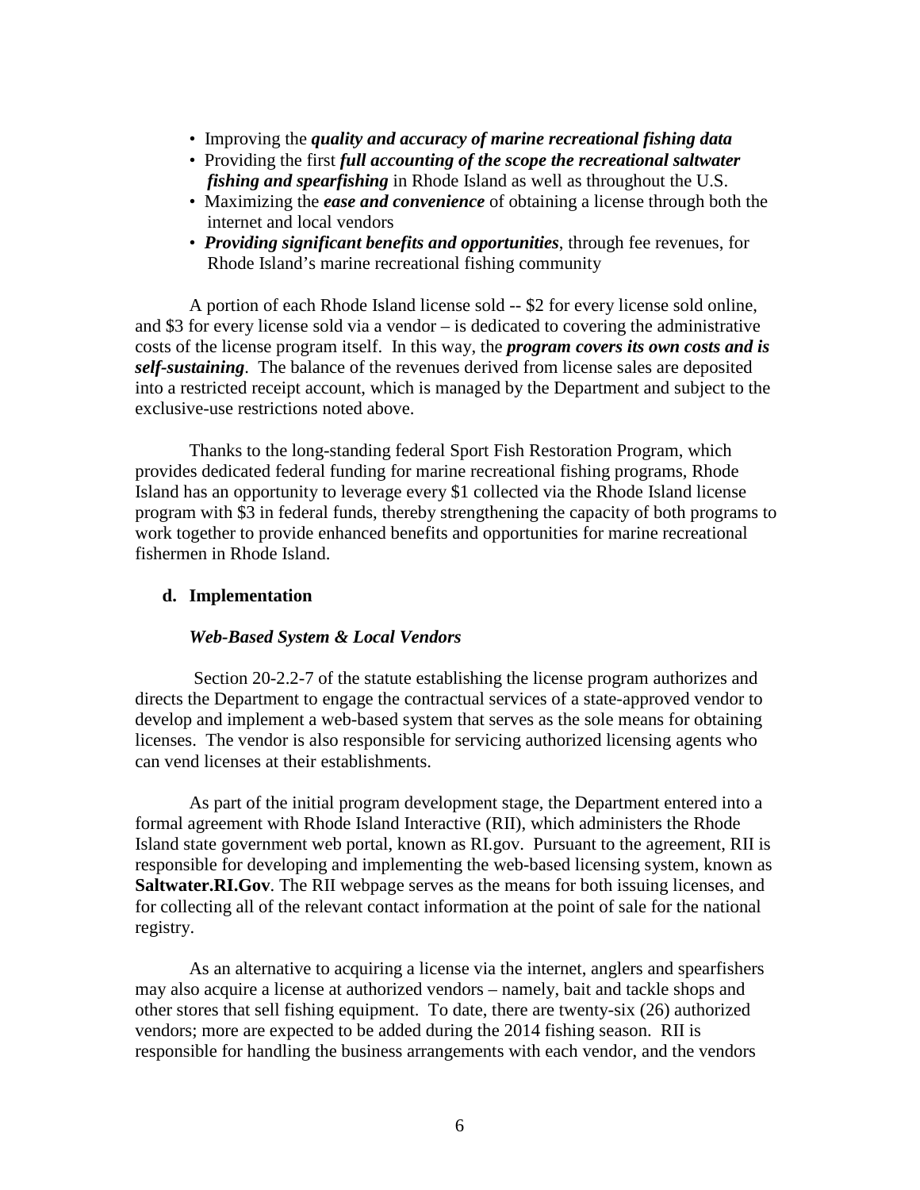- Improving the ***quality and accuracy of marine recreational fishing data***
- Providing the first ***full accounting of the scope the recreational saltwater fishing and spearfishing*** in Rhode Island as well as throughout the U.S.
- Maximizing the ***ease and convenience*** of obtaining a license through both the internet and local vendors
- ***Providing significant benefits and opportunities***, through fee revenues, for Rhode Island's marine recreational fishing community

A portion of each Rhode Island license sold -- $2 for every license sold online, and $3 for every license sold via a vendor – is dedicated to covering the administrative costs of the license program itself. In this way, the ***program covers its own costs and is self-sustaining***. The balance of the revenues derived from license sales are deposited into a restricted receipt account, which is managed by the Department and subject to the exclusive-use restrictions noted above.

Thanks to the long-standing federal Sport Fish Restoration Program, which provides dedicated federal funding for marine recreational fishing programs, Rhode Island has an opportunity to leverage every $1 collected via the Rhode Island license program with $3 in federal funds, thereby strengthening the capacity of both programs to work together to provide enhanced benefits and opportunities for marine recreational fishermen in Rhode Island.

**d. Implementation**

***Web-Based System & Local Vendors***

Section 20-2.2-7 of the statute establishing the license program authorizes and directs the Department to engage the contractual services of a state-approved vendor to develop and implement a web-based system that serves as the sole means for obtaining licenses. The vendor is also responsible for servicing authorized licensing agents who can vend licenses at their establishments.

As part of the initial program development stage, the Department entered into a formal agreement with Rhode Island Interactive (RII), which administers the Rhode Island state government web portal, known as RI.gov. Pursuant to the agreement, RII is responsible for developing and implementing the web-based licensing system, known as **Saltwater.RI.Gov**. The RII webpage serves as the means for both issuing licenses, and for collecting all of the relevant contact information at the point of sale for the national registry.

As an alternative to acquiring a license via the internet, anglers and spearfishers may also acquire a license at authorized vendors – namely, bait and tackle shops and other stores that sell fishing equipment. To date, there are twenty-six (26) authorized vendors; more are expected to be added during the 2014 fishing season. RII is responsible for handling the business arrangements with each vendor, and the vendors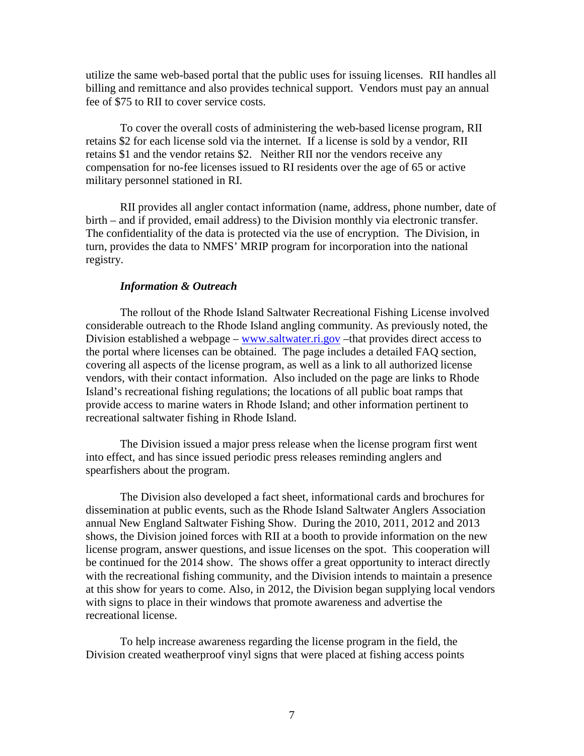utilize the same web-based portal that the public uses for issuing licenses. RII handles all billing and remittance and also provides technical support. Vendors must pay an annual fee of $75 to RII to cover service costs.

To cover the overall costs of administering the web-based license program, RII retains $2 for each license sold via the internet. If a license is sold by a vendor, RII retains $1 and the vendor retains $2. Neither RII nor the vendors receive any compensation for no-fee licenses issued to RI residents over the age of 65 or active military personnel stationed in RI.

RII provides all angler contact information (name, address, phone number, date of birth – and if provided, email address) to the Division monthly via electronic transfer. The confidentiality of the data is protected via the use of encryption. The Division, in turn, provides the data to NMFS' MRIP program for incorporation into the national registry.

***Information & Outreach***

The rollout of the Rhode Island Saltwater Recreational Fishing License involved considerable outreach to the Rhode Island angling community. As previously noted, the Division established a webpage – [www.saltwater.ri.gov](www.saltwater.ri.gov) –that provides direct access to the portal where licenses can be obtained. The page includes a detailed FAQ section, covering all aspects of the license program, as well as a link to all authorized license vendors, with their contact information. Also included on the page are links to Rhode Island's recreational fishing regulations; the locations of all public boat ramps that provide access to marine waters in Rhode Island; and other information pertinent to recreational saltwater fishing in Rhode Island.

The Division issued a major press release when the license program first went into effect, and has since issued periodic press releases reminding anglers and spearfishers about the program.

The Division also developed a fact sheet, informational cards and brochures for dissemination at public events, such as the Rhode Island Saltwater Anglers Association annual New England Saltwater Fishing Show. During the 2010, 2011, 2012 and 2013 shows, the Division joined forces with RII at a booth to provide information on the new license program, answer questions, and issue licenses on the spot. This cooperation will be continued for the 2014 show. The shows offer a great opportunity to interact directly with the recreational fishing community, and the Division intends to maintain a presence at this show for years to come. Also, in 2012, the Division began supplying local vendors with signs to place in their windows that promote awareness and advertise the recreational license.

To help increase awareness regarding the license program in the field, the Division created weatherproof vinyl signs that were placed at fishing access points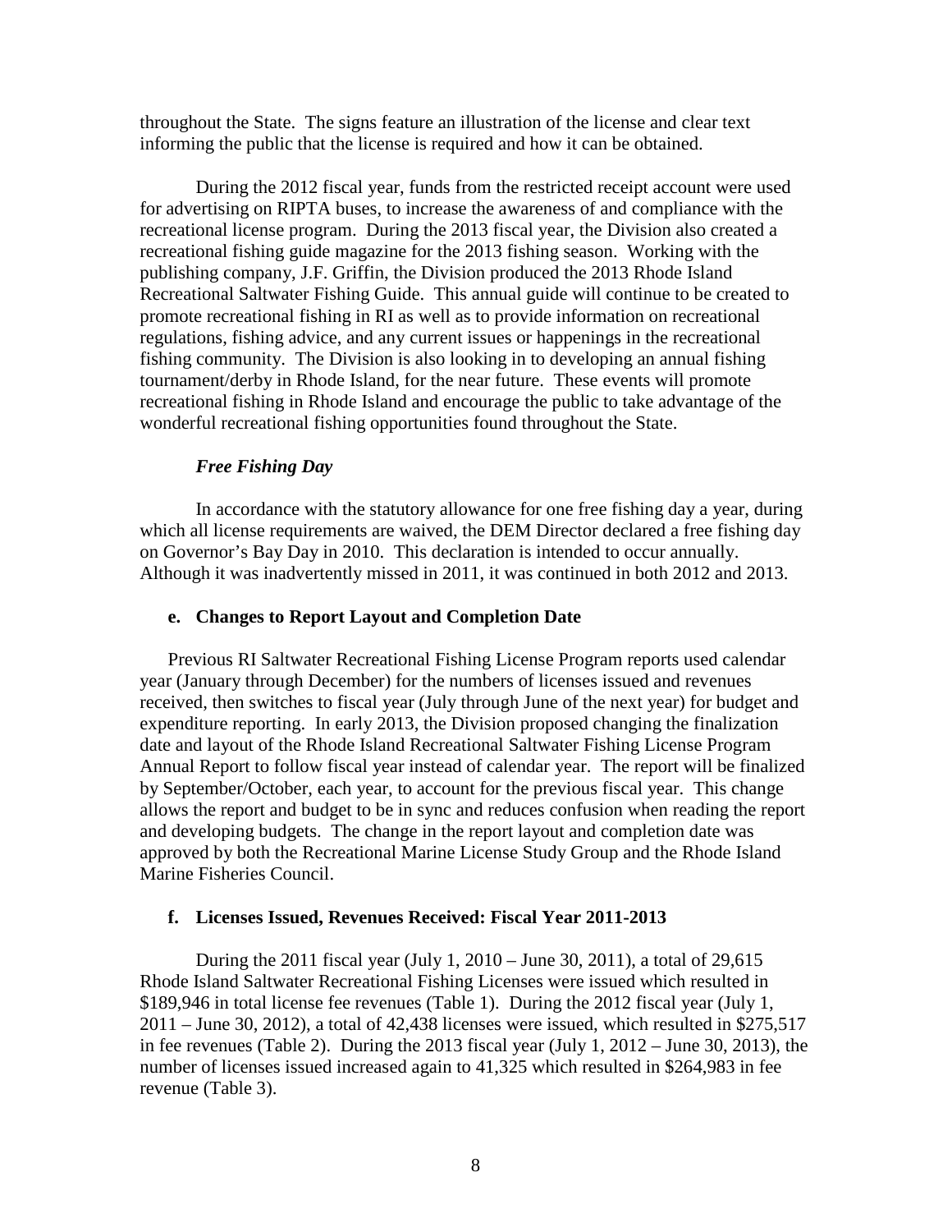throughout the State. The signs feature an illustration of the license and clear text informing the public that the license is required and how it can be obtained.

During the 2012 fiscal year, funds from the restricted receipt account were used for advertising on RIPTA buses, to increase the awareness of and compliance with the recreational license program. During the 2013 fiscal year, the Division also created a recreational fishing guide magazine for the 2013 fishing season. Working with the publishing company, J.F. Griffin, the Division produced the 2013 Rhode Island Recreational Saltwater Fishing Guide. This annual guide will continue to be created to promote recreational fishing in RI as well as to provide information on recreational regulations, fishing advice, and any current issues or happenings in the recreational fishing community. The Division is also looking in to developing an annual fishing tournament/derby in Rhode Island, for the near future. These events will promote recreational fishing in Rhode Island and encourage the public to take advantage of the wonderful recreational fishing opportunities found throughout the State.

***Free Fishing Day***

In accordance with the statutory allowance for one free fishing day a year, during which all license requirements are waived, the DEM Director declared a free fishing day on Governor's Bay Day in 2010. This declaration is intended to occur annually. Although it was inadvertently missed in 2011, it was continued in both 2012 and 2013.

### e. Changes to Report Layout and Completion Date

Previous RI Saltwater Recreational Fishing License Program reports used calendar year (January through December) for the numbers of licenses issued and revenues received, then switches to fiscal year (July through June of the next year) for budget and expenditure reporting. In early 2013, the Division proposed changing the finalization date and layout of the Rhode Island Recreational Saltwater Fishing License Program Annual Report to follow fiscal year instead of calendar year. The report will be finalized by September/October, each year, to account for the previous fiscal year. This change allows the report and budget to be in sync and reduces confusion when reading the report and developing budgets. The change in the report layout and completion date was approved by both the Recreational Marine License Study Group and the Rhode Island Marine Fisheries Council.

### f. Licenses Issued, Revenues Received: Fiscal Year 2011-2013

During the 2011 fiscal year (July 1, 2010 – June 30, 2011), a total of 29,615 Rhode Island Saltwater Recreational Fishing Licenses were issued which resulted in $189,946 in total license fee revenues (Table 1). During the 2012 fiscal year (July 1, 2011 – June 30, 2012), a total of 42,438 licenses were issued, which resulted in $275,517 in fee revenues (Table 2). During the 2013 fiscal year (July 1, 2012 – June 30, 2013), the number of licenses issued increased again to 41,325 which resulted in $264,983 in fee revenue (Table 3).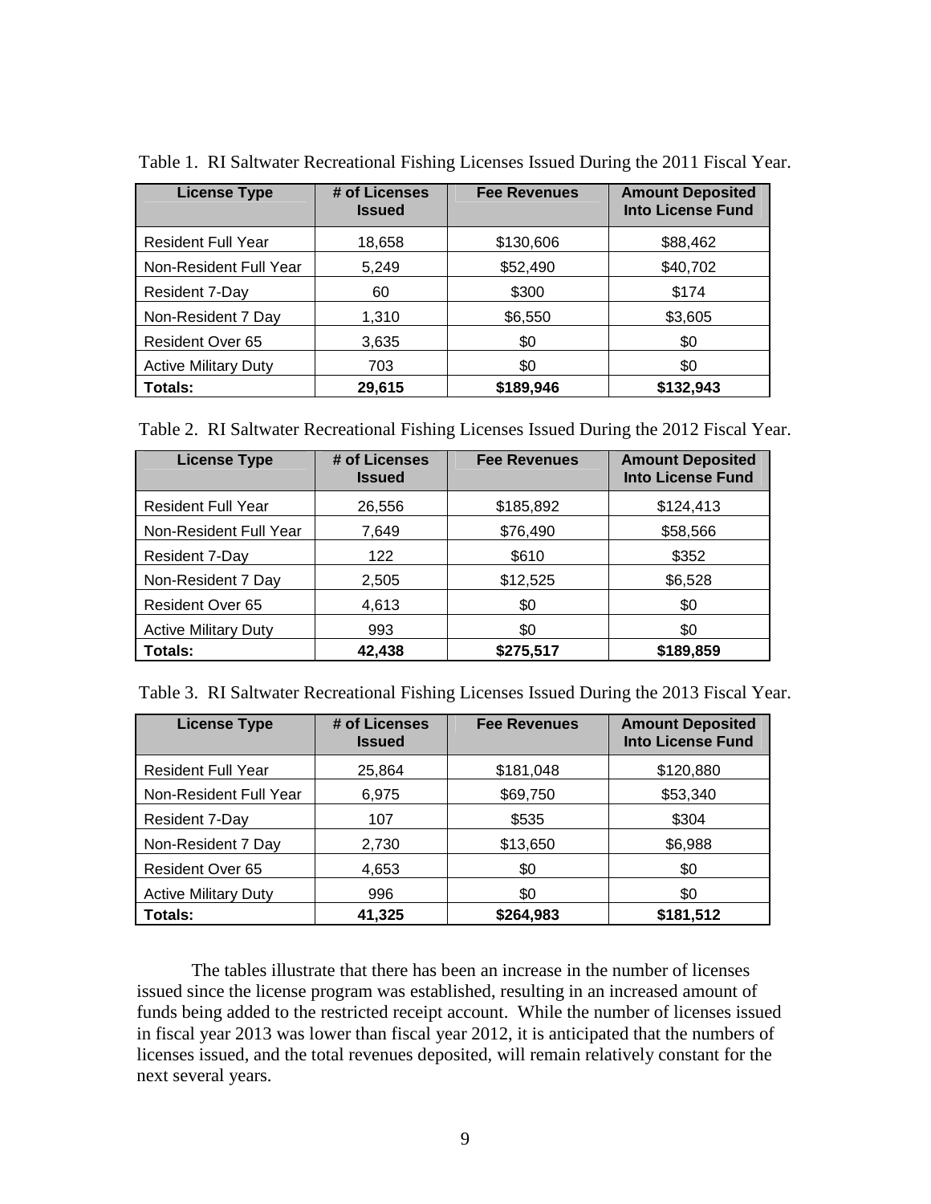Table 1. RI Saltwater Recreational Fishing Licenses Issued During the 2011 Fiscal Year.

| License Type | # of Licenses Issued | Fee Revenues | Amount Deposited Into License Fund |
|---|---|---|---|
| Resident Full Year | 18,658 | $130,606 | $88,462 |
| Non-Resident Full Year | 5,249 | $52,490 | $40,702 |
| Resident 7-Day | 60 | $300 | $174 |
| Non-Resident 7 Day | 1,310 | $6,550 | $3,605 |
| Resident Over 65 | 3,635 | $0 | $0 |
| Active Military Duty | 703 | $0 | $0 |
| **Totals:** | **29,615** | **$189,946** | **$132,943** |

Table 2. RI Saltwater Recreational Fishing Licenses Issued During the 2012 Fiscal Year.

| License Type | # of Licenses Issued | Fee Revenues | Amount Deposited Into License Fund |
|---|---|---|---|
| Resident Full Year | 26,556 | $185,892 | $124,413 |
| Non-Resident Full Year | 7,649 | $76,490 | $58,566 |
| Resident 7-Day | 122 | $610 | $352 |
| Non-Resident 7 Day | 2,505 | $12,525 | $6,528 |
| Resident Over 65 | 4,613 | $0 | $0 |
| Active Military Duty | 993 | $0 | $0 |
| **Totals:** | **42,438** | **$275,517** | **$189,859** |

Table 3. RI Saltwater Recreational Fishing Licenses Issued During the 2013 Fiscal Year.

| License Type | # of Licenses Issued | Fee Revenues | Amount Deposited Into License Fund |
|---|---|---|---|
| Resident Full Year | 25,864 | $181,048 | $120,880 |
| Non-Resident Full Year | 6,975 | $69,750 | $53,340 |
| Resident 7-Day | 107 | $535 | $304 |
| Non-Resident 7 Day | 2,730 | $13,650 | $6,988 |
| Resident Over 65 | 4,653 | $0 | $0 |
| Active Military Duty | 996 | $0 | $0 |
| **Totals:** | **41,325** | **$264,983** | **$181,512** |

The tables illustrate that there has been an increase in the number of licenses issued since the license program was established, resulting in an increased amount of funds being added to the restricted receipt account. While the number of licenses issued in fiscal year 2013 was lower than fiscal year 2012, it is anticipated that the numbers of licenses issued, and the total revenues deposited, will remain relatively constant for the next several years.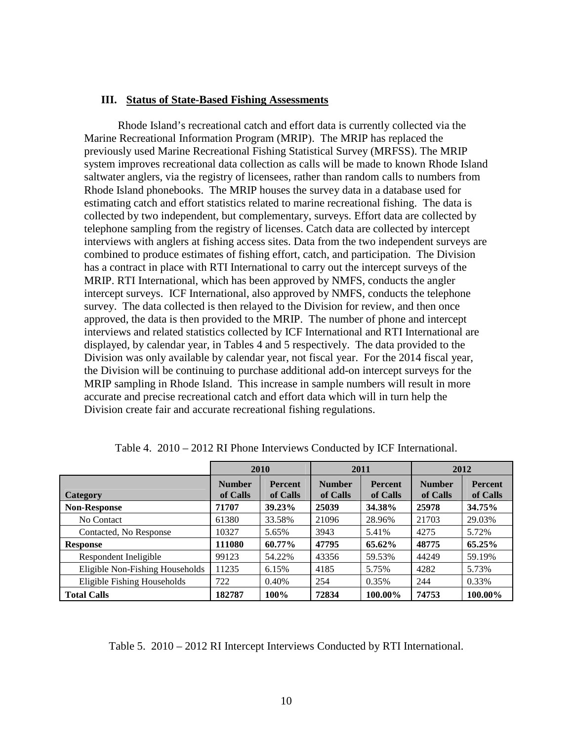## III. Status of State-Based Fishing Assessments

Rhode Island's recreational catch and effort data is currently collected via the Marine Recreational Information Program (MRIP). The MRIP has replaced the previously used Marine Recreational Fishing Statistical Survey (MRFSS). The MRIP system improves recreational data collection as calls will be made to known Rhode Island saltwater anglers, via the registry of licensees, rather than random calls to numbers from Rhode Island phonebooks. The MRIP houses the survey data in a database used for estimating catch and effort statistics related to marine recreational fishing. The data is collected by two independent, but complementary, surveys. Effort data are collected by telephone sampling from the registry of licenses. Catch data are collected by intercept interviews with anglers at fishing access sites. Data from the two independent surveys are combined to produce estimates of fishing effort, catch, and participation. The Division has a contract in place with RTI International to carry out the intercept surveys of the MRIP. RTI International, which has been approved by NMFS, conducts the angler intercept surveys. ICF International, also approved by NMFS, conducts the telephone survey. The data collected is then relayed to the Division for review, and then once approved, the data is then provided to the MRIP. The number of phone and intercept interviews and related statistics collected by ICF International and RTI International are displayed, by calendar year, in Tables 4 and 5 respectively. The data provided to the Division was only available by calendar year, not fiscal year. For the 2014 fiscal year, the Division will be continuing to purchase additional add-on intercept surveys for the MRIP sampling in Rhode Island. This increase in sample numbers will result in more accurate and precise recreational catch and effort data which will in turn help the Division create fair and accurate recreational fishing regulations.

Table 4. 2010 – 2012 RI Phone Interviews Conducted by ICF International.

| | 2010 | | 2011 | | 2012 | |
|---|---|---|---|---|---|---|
| **Category** | **Number of Calls** | **Percent of Calls** | **Number of Calls** | **Percent of Calls** | **Number of Calls** | **Percent of Calls** |
| **Non-Response** | **71707** | **39.23%** | **25039** | **34.38%** | **25978** | **34.75%** |
| No Contact | 61380 | 33.58% | 21096 | 28.96% | 21703 | 29.03% |
| Contacted, No Response | 10327 | 5.65% | 3943 | 5.41% | 4275 | 5.72% |
| **Response** | **111080** | **60.77%** | **47795** | **65.62%** | **48775** | **65.25%** |
| Respondent Ineligible | 99123 | 54.22% | 43356 | 59.53% | 44249 | 59.19% |
| Eligible Non-Fishing Households | 11235 | 6.15% | 4185 | 5.75% | 4282 | 5.73% |
| Eligible Fishing Households | 722 | 0.40% | 254 | 0.35% | 244 | 0.33% |
| **Total Calls** | **182787** | **100%** | **72834** | **100.00%** | **74753** | **100.00%** |

Table 5. 2010 – 2012 RI Intercept Interviews Conducted by RTI International.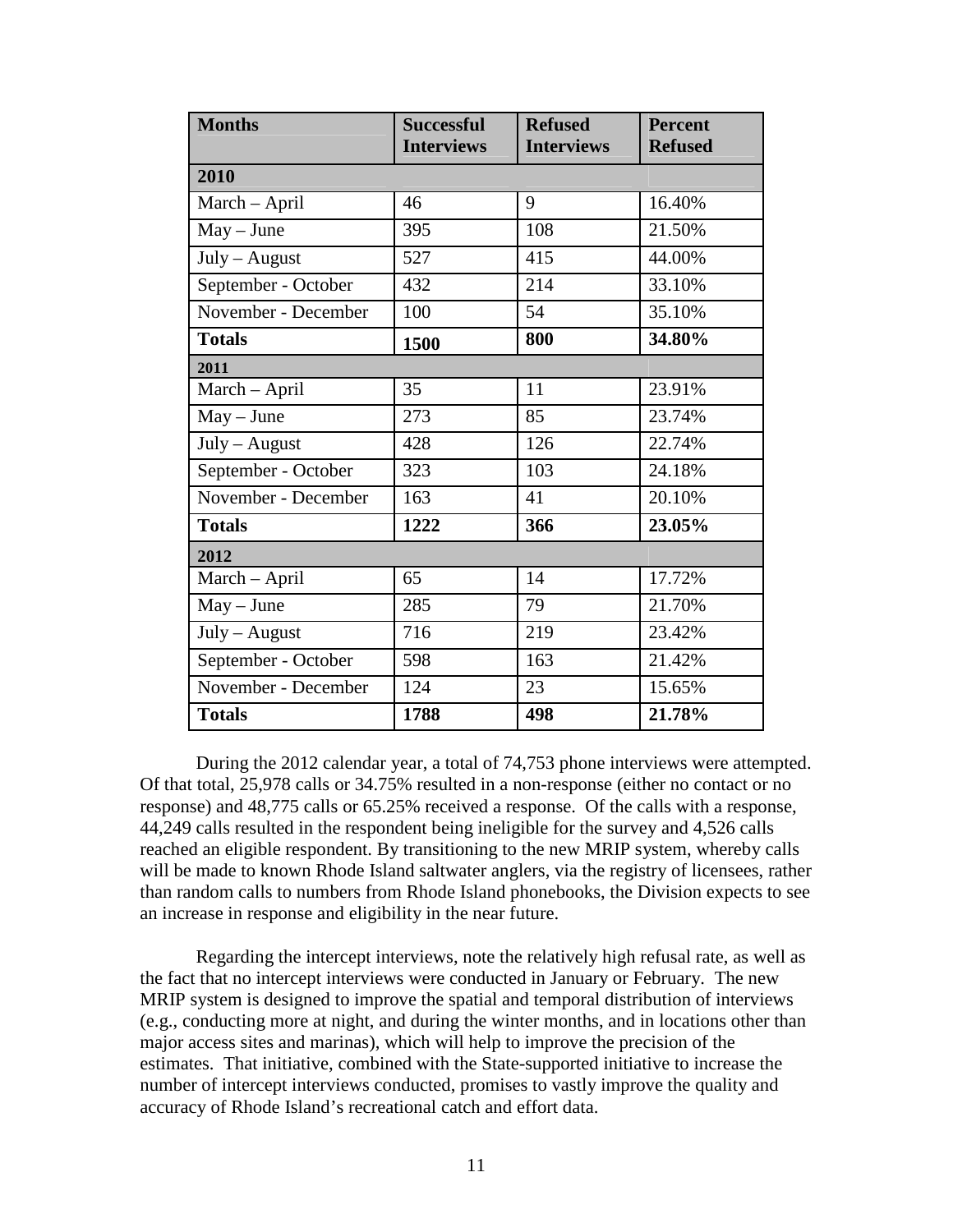| Months | Successful Interviews | Refused Interviews | Percent Refused |
|---|---|---|---|
| **2010** | | | |
| March – April | 46 | 9 | 16.40% |
| May – June | 395 | 108 | 21.50% |
| July – August | 527 | 415 | 44.00% |
| September - October | 432 | 214 | 33.10% |
| November - December | 100 | 54 | 35.10% |
| **Totals** | **1500** | **800** | **34.80%** |
| **2011** | | | |
| March – April | 35 | 11 | 23.91% |
| May – June | 273 | 85 | 23.74% |
| July – August | 428 | 126 | 22.74% |
| September - October | 323 | 103 | 24.18% |
| November - December | 163 | 41 | 20.10% |
| **Totals** | **1222** | **366** | **23.05%** |
| **2012** | | | |
| March – April | 65 | 14 | 17.72% |
| May – June | 285 | 79 | 21.70% |
| July – August | 716 | 219 | 23.42% |
| September - October | 598 | 163 | 21.42% |
| November - December | 124 | 23 | 15.65% |
| **Totals** | **1788** | **498** | **21.78%** |

During the 2012 calendar year, a total of 74,753 phone interviews were attempted. Of that total, 25,978 calls or 34.75% resulted in a non-response (either no contact or no response) and 48,775 calls or 65.25% received a response. Of the calls with a response, 44,249 calls resulted in the respondent being ineligible for the survey and 4,526 calls reached an eligible respondent. By transitioning to the new MRIP system, whereby calls will be made to known Rhode Island saltwater anglers, via the registry of licensees, rather than random calls to numbers from Rhode Island phonebooks, the Division expects to see an increase in response and eligibility in the near future.

Regarding the intercept interviews, note the relatively high refusal rate, as well as the fact that no intercept interviews were conducted in January or February. The new MRIP system is designed to improve the spatial and temporal distribution of interviews (e.g., conducting more at night, and during the winter months, and in locations other than major access sites and marinas), which will help to improve the precision of the estimates. That initiative, combined with the State-supported initiative to increase the number of intercept interviews conducted, promises to vastly improve the quality and accuracy of Rhode Island's recreational catch and effort data.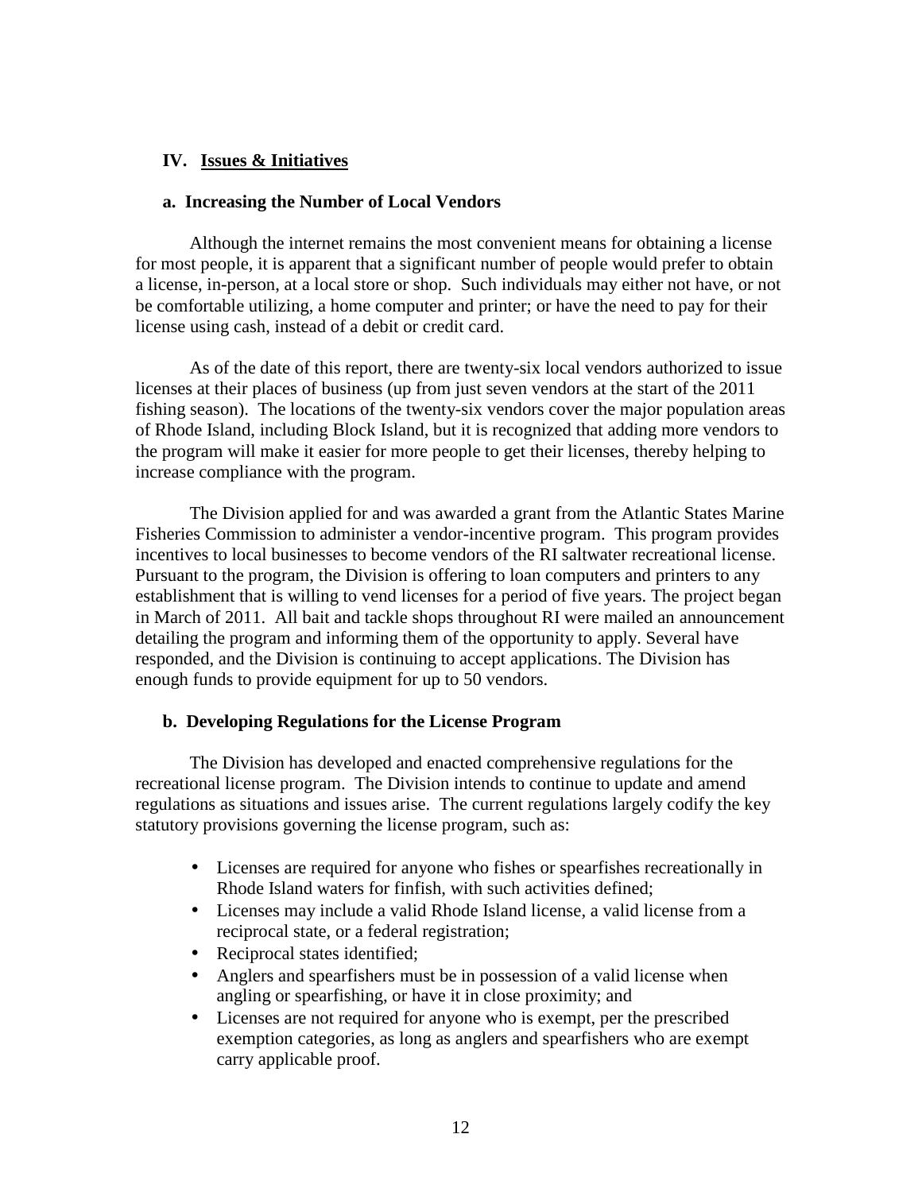## IV. Issues & Initiatives

### a. Increasing the Number of Local Vendors

Although the internet remains the most convenient means for obtaining a license for most people, it is apparent that a significant number of people would prefer to obtain a license, in-person, at a local store or shop. Such individuals may either not have, or not be comfortable utilizing, a home computer and printer; or have the need to pay for their license using cash, instead of a debit or credit card.

As of the date of this report, there are twenty-six local vendors authorized to issue licenses at their places of business (up from just seven vendors at the start of the 2011 fishing season). The locations of the twenty-six vendors cover the major population areas of Rhode Island, including Block Island, but it is recognized that adding more vendors to the program will make it easier for more people to get their licenses, thereby helping to increase compliance with the program.

The Division applied for and was awarded a grant from the Atlantic States Marine Fisheries Commission to administer a vendor-incentive program. This program provides incentives to local businesses to become vendors of the RI saltwater recreational license. Pursuant to the program, the Division is offering to loan computers and printers to any establishment that is willing to vend licenses for a period of five years. The project began in March of 2011. All bait and tackle shops throughout RI were mailed an announcement detailing the program and informing them of the opportunity to apply. Several have responded, and the Division is continuing to accept applications. The Division has enough funds to provide equipment for up to 50 vendors.

### b. Developing Regulations for the License Program

The Division has developed and enacted comprehensive regulations for the recreational license program. The Division intends to continue to update and amend regulations as situations and issues arise. The current regulations largely codify the key statutory provisions governing the license program, such as:

- Licenses are required for anyone who fishes or spearfishes recreationally in Rhode Island waters for finfish, with such activities defined;
- Licenses may include a valid Rhode Island license, a valid license from a reciprocal state, or a federal registration;
- Reciprocal states identified;
- Anglers and spearfishers must be in possession of a valid license when angling or spearfishing, or have it in close proximity; and
- Licenses are not required for anyone who is exempt, per the prescribed exemption categories, as long as anglers and spearfishers who are exempt carry applicable proof.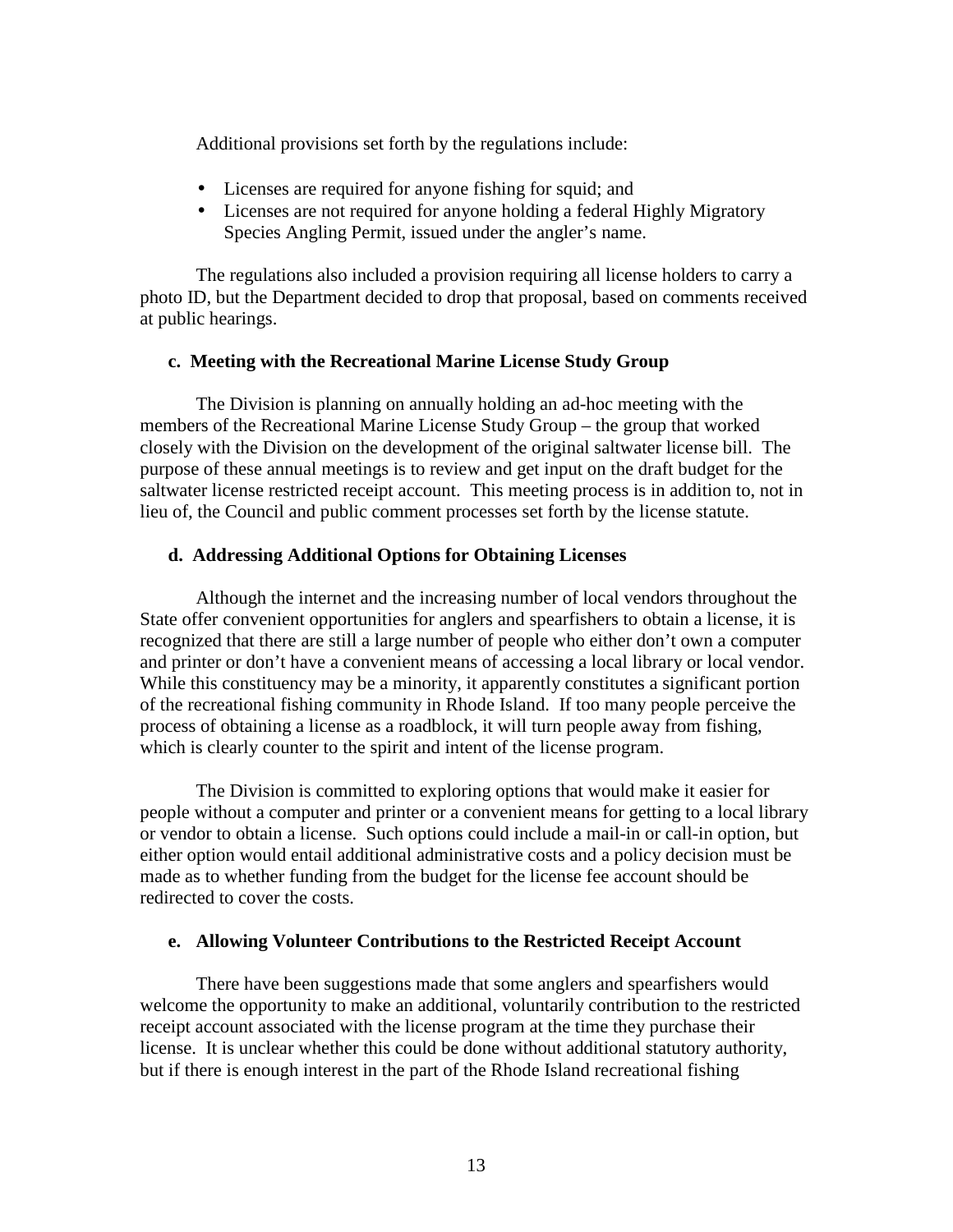Additional provisions set forth by the regulations include:

- Licenses are required for anyone fishing for squid; and
- Licenses are not required for anyone holding a federal Highly Migratory Species Angling Permit, issued under the angler's name.

The regulations also included a provision requiring all license holders to carry a photo ID, but the Department decided to drop that proposal, based on comments received at public hearings.

**c. Meeting with the Recreational Marine License Study Group**

The Division is planning on annually holding an ad-hoc meeting with the members of the Recreational Marine License Study Group – the group that worked closely with the Division on the development of the original saltwater license bill. The purpose of these annual meetings is to review and get input on the draft budget for the saltwater license restricted receipt account. This meeting process is in addition to, not in lieu of, the Council and public comment processes set forth by the license statute.

**d. Addressing Additional Options for Obtaining Licenses**

Although the internet and the increasing number of local vendors throughout the State offer convenient opportunities for anglers and spearfishers to obtain a license, it is recognized that there are still a large number of people who either don't own a computer and printer or don't have a convenient means of accessing a local library or local vendor. While this constituency may be a minority, it apparently constitutes a significant portion of the recreational fishing community in Rhode Island. If too many people perceive the process of obtaining a license as a roadblock, it will turn people away from fishing, which is clearly counter to the spirit and intent of the license program.

The Division is committed to exploring options that would make it easier for people without a computer and printer or a convenient means for getting to a local library or vendor to obtain a license. Such options could include a mail-in or call-in option, but either option would entail additional administrative costs and a policy decision must be made as to whether funding from the budget for the license fee account should be redirected to cover the costs.

**e. Allowing Volunteer Contributions to the Restricted Receipt Account**

There have been suggestions made that some anglers and spearfishers would welcome the opportunity to make an additional, voluntarily contribution to the restricted receipt account associated with the license program at the time they purchase their license. It is unclear whether this could be done without additional statutory authority, but if there is enough interest in the part of the Rhode Island recreational fishing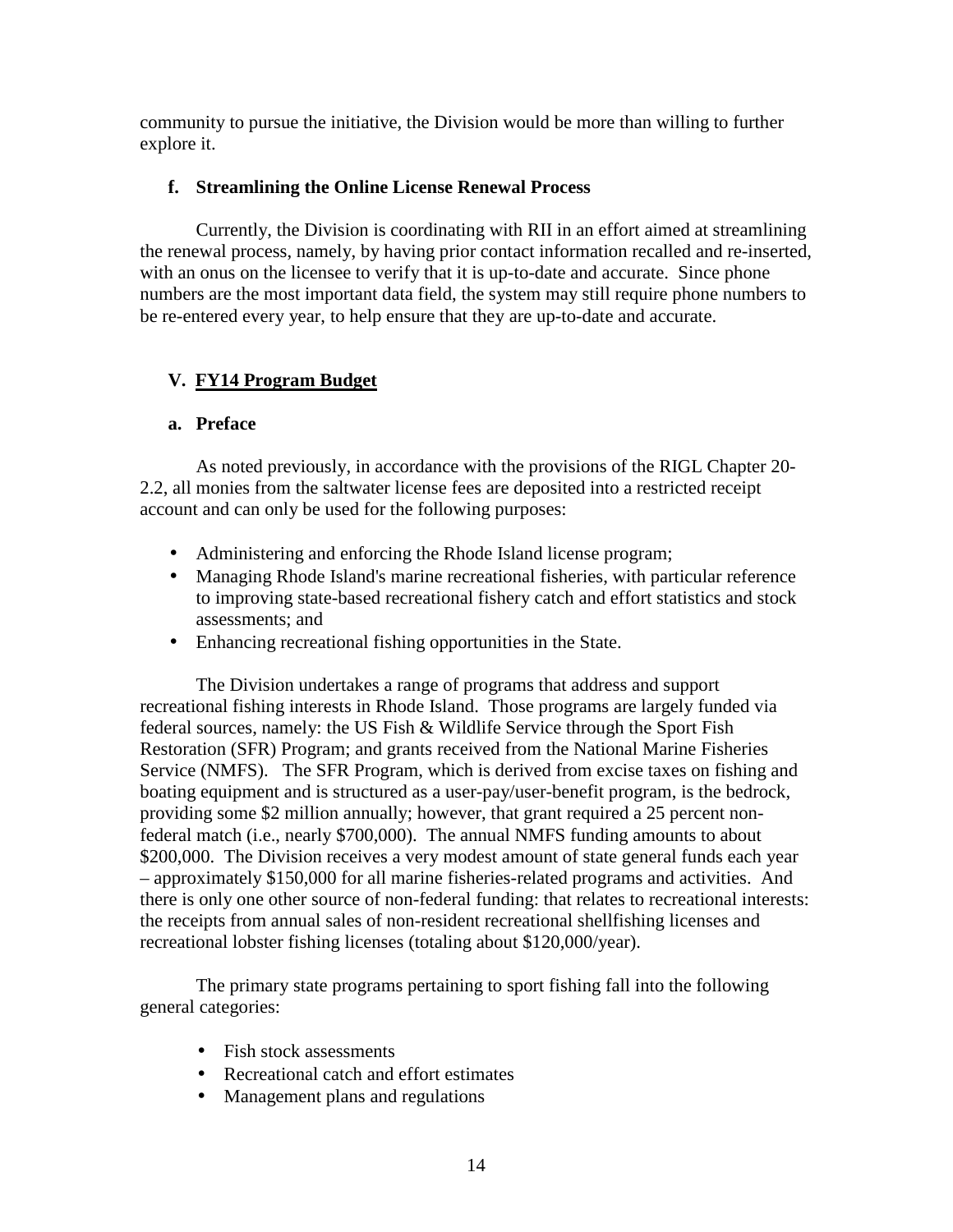community to pursue the initiative, the Division would be more than willing to further explore it.

### f. Streamlining the Online License Renewal Process

Currently, the Division is coordinating with RII in an effort aimed at streamlining the renewal process, namely, by having prior contact information recalled and re-inserted, with an onus on the licensee to verify that it is up-to-date and accurate. Since phone numbers are the most important data field, the system may still require phone numbers to be re-entered every year, to help ensure that they are up-to-date and accurate.

## V. FY14 Program Budget

### a. Preface

As noted previously, in accordance with the provisions of the RIGL Chapter 20-2.2, all monies from the saltwater license fees are deposited into a restricted receipt account and can only be used for the following purposes:

- Administering and enforcing the Rhode Island license program;
- Managing Rhode Island's marine recreational fisheries, with particular reference to improving state-based recreational fishery catch and effort statistics and stock assessments; and
- Enhancing recreational fishing opportunities in the State.

The Division undertakes a range of programs that address and support recreational fishing interests in Rhode Island. Those programs are largely funded via federal sources, namely: the US Fish & Wildlife Service through the Sport Fish Restoration (SFR) Program; and grants received from the National Marine Fisheries Service (NMFS). The SFR Program, which is derived from excise taxes on fishing and boating equipment and is structured as a user-pay/user-benefit program, is the bedrock, providing some \$2 million annually; however, that grant required a 25 percent non-federal match (i.e., nearly \$700,000). The annual NMFS funding amounts to about \$200,000. The Division receives a very modest amount of state general funds each year – approximately \$150,000 for all marine fisheries-related programs and activities. And there is only one other source of non-federal funding: that relates to recreational interests: the receipts from annual sales of non-resident recreational shellfishing licenses and recreational lobster fishing licenses (totaling about \$120,000/year).

The primary state programs pertaining to sport fishing fall into the following general categories:

- Fish stock assessments
- Recreational catch and effort estimates
- Management plans and regulations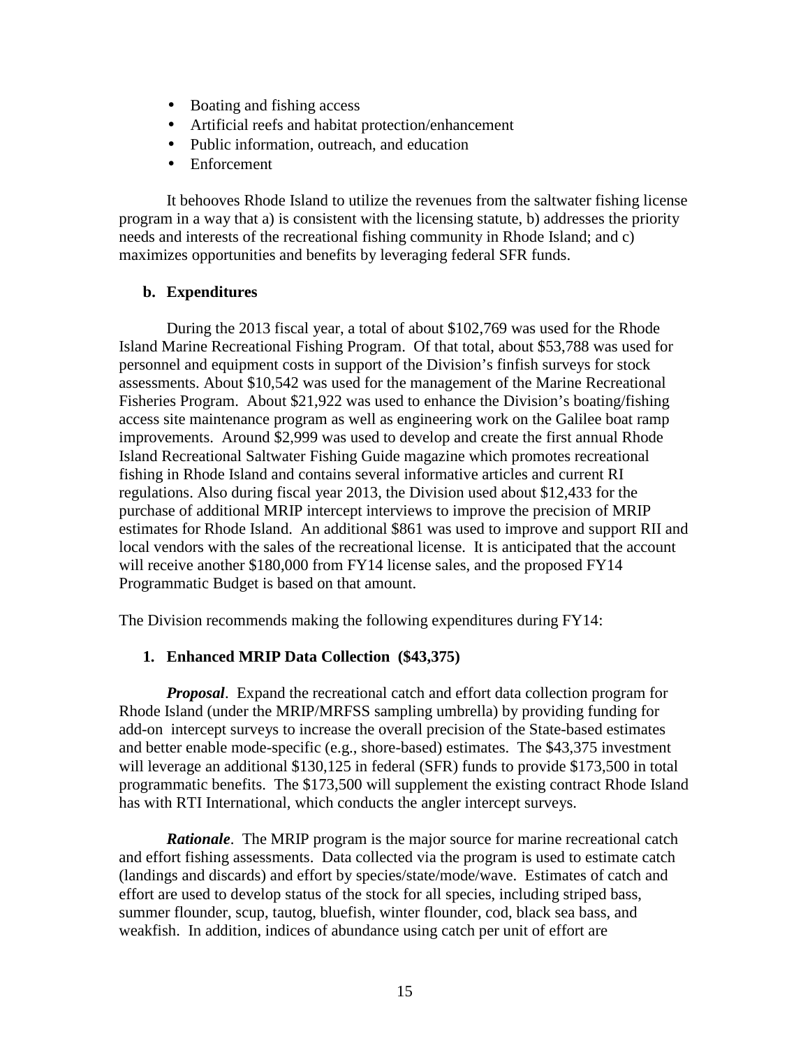- Boating and fishing access
- Artificial reefs and habitat protection/enhancement
- Public information, outreach, and education
- Enforcement

It behooves Rhode Island to utilize the revenues from the saltwater fishing license program in a way that a) is consistent with the licensing statute, b) addresses the priority needs and interests of the recreational fishing community in Rhode Island; and c) maximizes opportunities and benefits by leveraging federal SFR funds.

**b. Expenditures**

During the 2013 fiscal year, a total of about $102,769 was used for the Rhode Island Marine Recreational Fishing Program. Of that total, about $53,788 was used for personnel and equipment costs in support of the Division's finfish surveys for stock assessments. About $10,542 was used for the management of the Marine Recreational Fisheries Program. About $21,922 was used to enhance the Division's boating/fishing access site maintenance program as well as engineering work on the Galilee boat ramp improvements. Around $2,999 was used to develop and create the first annual Rhode Island Recreational Saltwater Fishing Guide magazine which promotes recreational fishing in Rhode Island and contains several informative articles and current RI regulations. Also during fiscal year 2013, the Division used about $12,433 for the purchase of additional MRIP intercept interviews to improve the precision of MRIP estimates for Rhode Island. An additional $861 was used to improve and support RII and local vendors with the sales of the recreational license. It is anticipated that the account will receive another $180,000 from FY14 license sales, and the proposed FY14 Programmatic Budget is based on that amount.

The Division recommends making the following expenditures during FY14:

**1. Enhanced MRIP Data Collection ($43,375)**

***Proposal***. Expand the recreational catch and effort data collection program for Rhode Island (under the MRIP/MRFSS sampling umbrella) by providing funding for add-on intercept surveys to increase the overall precision of the State-based estimates and better enable mode-specific (e.g., shore-based) estimates. The $43,375 investment will leverage an additional $130,125 in federal (SFR) funds to provide $173,500 in total programmatic benefits. The $173,500 will supplement the existing contract Rhode Island has with RTI International, which conducts the angler intercept surveys.

***Rationale***. The MRIP program is the major source for marine recreational catch and effort fishing assessments. Data collected via the program is used to estimate catch (landings and discards) and effort by species/state/mode/wave. Estimates of catch and effort are used to develop status of the stock for all species, including striped bass, summer flounder, scup, tautog, bluefish, winter flounder, cod, black sea bass, and weakfish. In addition, indices of abundance using catch per unit of effort are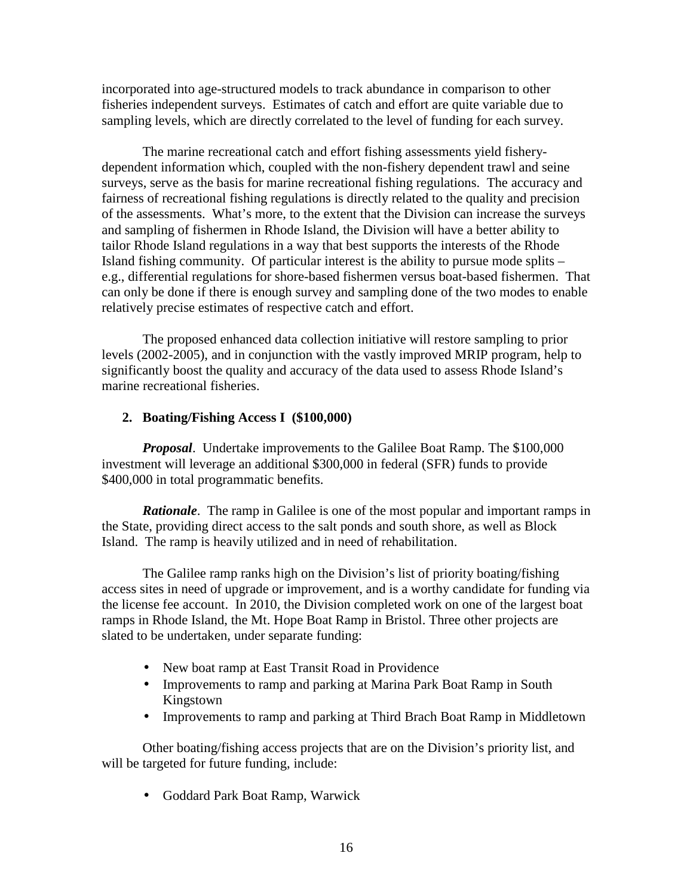incorporated into age-structured models to track abundance in comparison to other fisheries independent surveys. Estimates of catch and effort are quite variable due to sampling levels, which are directly correlated to the level of funding for each survey.

The marine recreational catch and effort fishing assessments yield fishery-dependent information which, coupled with the non-fishery dependent trawl and seine surveys, serve as the basis for marine recreational fishing regulations. The accuracy and fairness of recreational fishing regulations is directly related to the quality and precision of the assessments. What's more, to the extent that the Division can increase the surveys and sampling of fishermen in Rhode Island, the Division will have a better ability to tailor Rhode Island regulations in a way that best supports the interests of the Rhode Island fishing community. Of particular interest is the ability to pursue mode splits – e.g., differential regulations for shore-based fishermen versus boat-based fishermen. That can only be done if there is enough survey and sampling done of the two modes to enable relatively precise estimates of respective catch and effort.

The proposed enhanced data collection initiative will restore sampling to prior levels (2002-2005), and in conjunction with the vastly improved MRIP program, help to significantly boost the quality and accuracy of the data used to assess Rhode Island's marine recreational fisheries.

2. **Boating/Fishing Access I (\$100,000)**

***Proposal***. Undertake improvements to the Galilee Boat Ramp. The \$100,000 investment will leverage an additional \$300,000 in federal (SFR) funds to provide \$400,000 in total programmatic benefits.

***Rationale***. The ramp in Galilee is one of the most popular and important ramps in the State, providing direct access to the salt ponds and south shore, as well as Block Island. The ramp is heavily utilized and in need of rehabilitation.

The Galilee ramp ranks high on the Division's list of priority boating/fishing access sites in need of upgrade or improvement, and is a worthy candidate for funding via the license fee account. In 2010, the Division completed work on one of the largest boat ramps in Rhode Island, the Mt. Hope Boat Ramp in Bristol. Three other projects are slated to be undertaken, under separate funding:

- New boat ramp at East Transit Road in Providence
- Improvements to ramp and parking at Marina Park Boat Ramp in South Kingstown
- Improvements to ramp and parking at Third Brach Boat Ramp in Middletown

Other boating/fishing access projects that are on the Division's priority list, and will be targeted for future funding, include:

- Goddard Park Boat Ramp, Warwick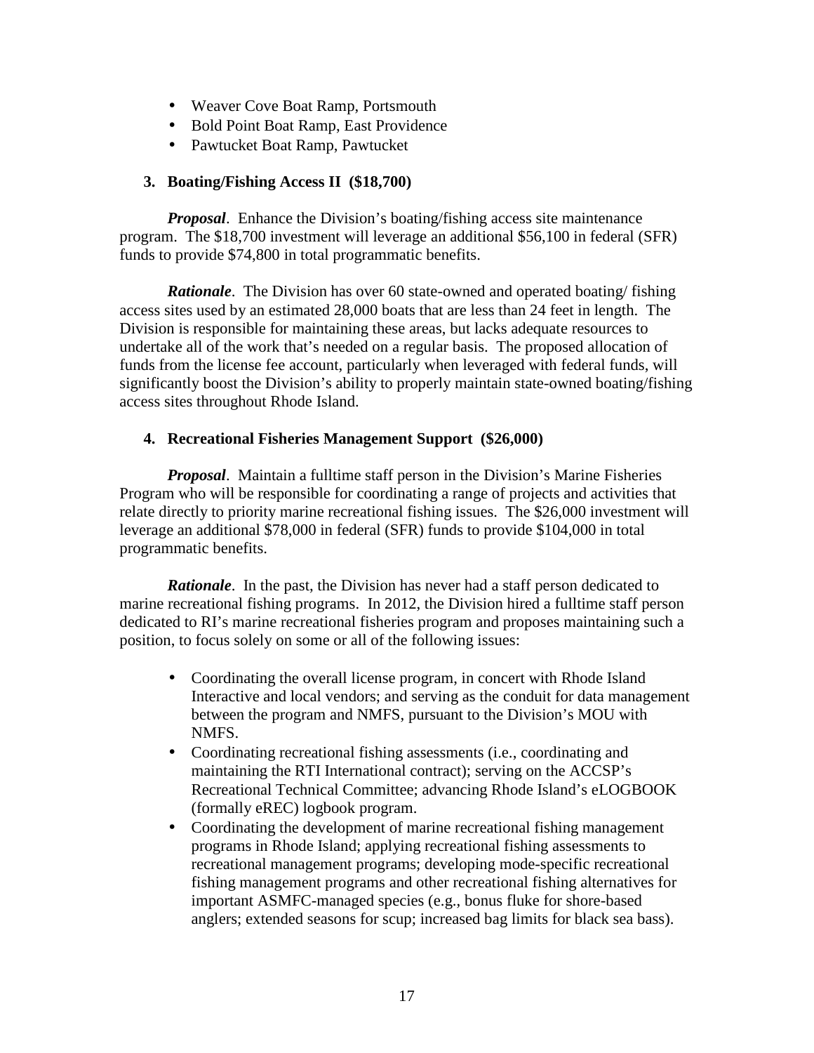- Weaver Cove Boat Ramp, Portsmouth
- Bold Point Boat Ramp, East Providence
- Pawtucket Boat Ramp, Pawtucket

**3. Boating/Fishing Access II ($18,700)**

***Proposal***. Enhance the Division's boating/fishing access site maintenance program. The $18,700 investment will leverage an additional $56,100 in federal (SFR) funds to provide $74,800 in total programmatic benefits.

***Rationale***. The Division has over 60 state-owned and operated boating/ fishing access sites used by an estimated 28,000 boats that are less than 24 feet in length. The Division is responsible for maintaining these areas, but lacks adequate resources to undertake all of the work that's needed on a regular basis. The proposed allocation of funds from the license fee account, particularly when leveraged with federal funds, will significantly boost the Division's ability to properly maintain state-owned boating/fishing access sites throughout Rhode Island.

**4. Recreational Fisheries Management Support ($26,000)**

***Proposal***. Maintain a fulltime staff person in the Division's Marine Fisheries Program who will be responsible for coordinating a range of projects and activities that relate directly to priority marine recreational fishing issues. The $26,000 investment will leverage an additional $78,000 in federal (SFR) funds to provide $104,000 in total programmatic benefits.

***Rationale***. In the past, the Division has never had a staff person dedicated to marine recreational fishing programs. In 2012, the Division hired a fulltime staff person dedicated to RI's marine recreational fisheries program and proposes maintaining such a position, to focus solely on some or all of the following issues:

- Coordinating the overall license program, in concert with Rhode Island Interactive and local vendors; and serving as the conduit for data management between the program and NMFS, pursuant to the Division's MOU with NMFS.
- Coordinating recreational fishing assessments (i.e., coordinating and maintaining the RTI International contract); serving on the ACCSP's Recreational Technical Committee; advancing Rhode Island's eLOGBOOK (formally eREC) logbook program.
- Coordinating the development of marine recreational fishing management programs in Rhode Island; applying recreational fishing assessments to recreational management programs; developing mode-specific recreational fishing management programs and other recreational fishing alternatives for important ASMFC-managed species (e.g., bonus fluke for shore-based anglers; extended seasons for scup; increased bag limits for black sea bass).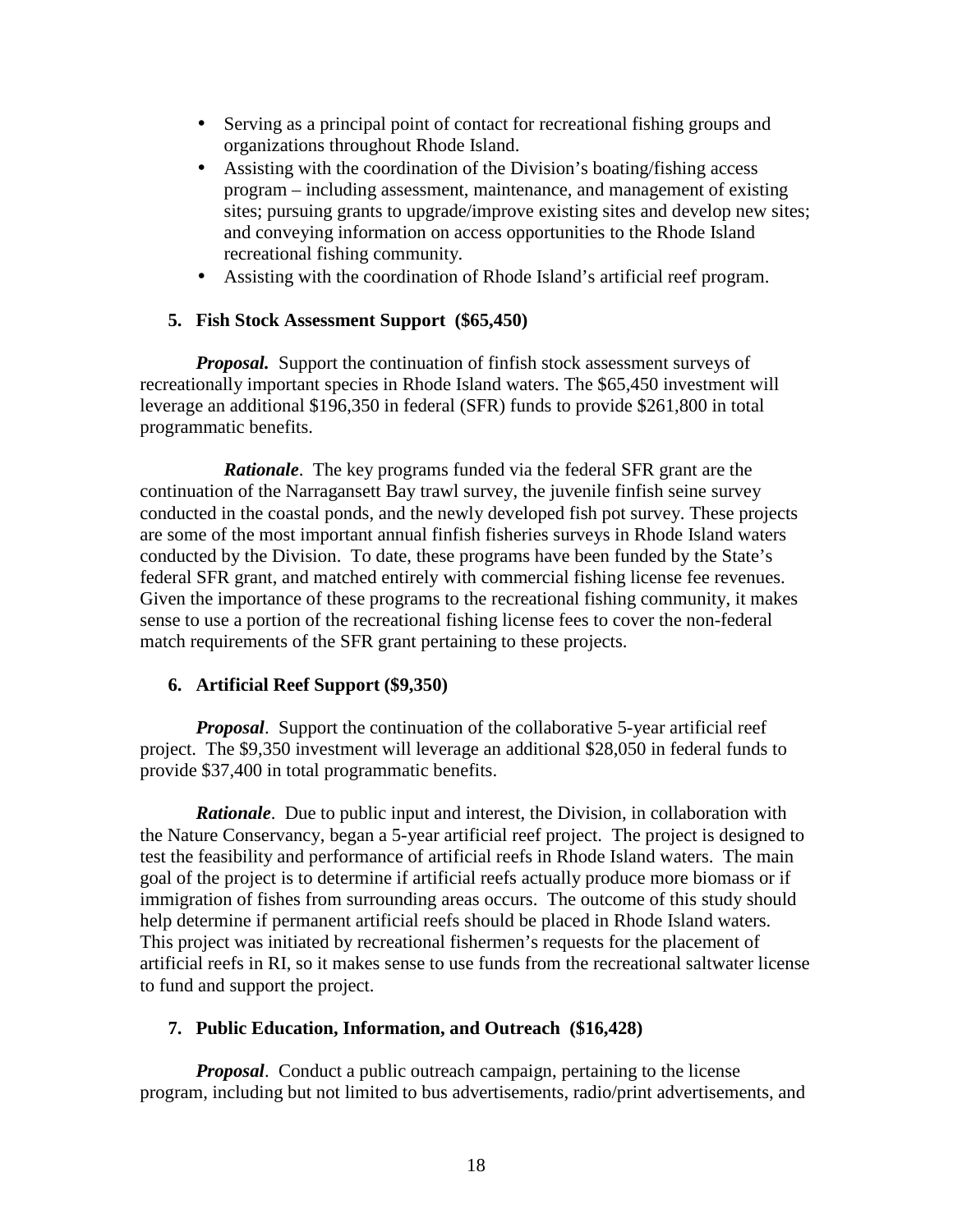- Serving as a principal point of contact for recreational fishing groups and organizations throughout Rhode Island.
- Assisting with the coordination of the Division's boating/fishing access program – including assessment, maintenance, and management of existing sites; pursuing grants to upgrade/improve existing sites and develop new sites; and conveying information on access opportunities to the Rhode Island recreational fishing community.
- Assisting with the coordination of Rhode Island's artificial reef program.

**5. Fish Stock Assessment Support (\$65,450)**

***Proposal.*** Support the continuation of finfish stock assessment surveys of recreationally important species in Rhode Island waters. The \$65,450 investment will leverage an additional \$196,350 in federal (SFR) funds to provide \$261,800 in total programmatic benefits.

***Rationale***. The key programs funded via the federal SFR grant are the continuation of the Narragansett Bay trawl survey, the juvenile finfish seine survey conducted in the coastal ponds, and the newly developed fish pot survey. These projects are some of the most important annual finfish fisheries surveys in Rhode Island waters conducted by the Division. To date, these programs have been funded by the State's federal SFR grant, and matched entirely with commercial fishing license fee revenues. Given the importance of these programs to the recreational fishing community, it makes sense to use a portion of the recreational fishing license fees to cover the non-federal match requirements of the SFR grant pertaining to these projects.

**6. Artificial Reef Support (\$9,350)**

***Proposal***. Support the continuation of the collaborative 5-year artificial reef project. The \$9,350 investment will leverage an additional \$28,050 in federal funds to provide \$37,400 in total programmatic benefits.

***Rationale***. Due to public input and interest, the Division, in collaboration with the Nature Conservancy, began a 5-year artificial reef project. The project is designed to test the feasibility and performance of artificial reefs in Rhode Island waters. The main goal of the project is to determine if artificial reefs actually produce more biomass or if immigration of fishes from surrounding areas occurs. The outcome of this study should help determine if permanent artificial reefs should be placed in Rhode Island waters. This project was initiated by recreational fishermen's requests for the placement of artificial reefs in RI, so it makes sense to use funds from the recreational saltwater license to fund and support the project.

**7. Public Education, Information, and Outreach (\$16,428)**

***Proposal***. Conduct a public outreach campaign, pertaining to the license program, including but not limited to bus advertisements, radio/print advertisements, and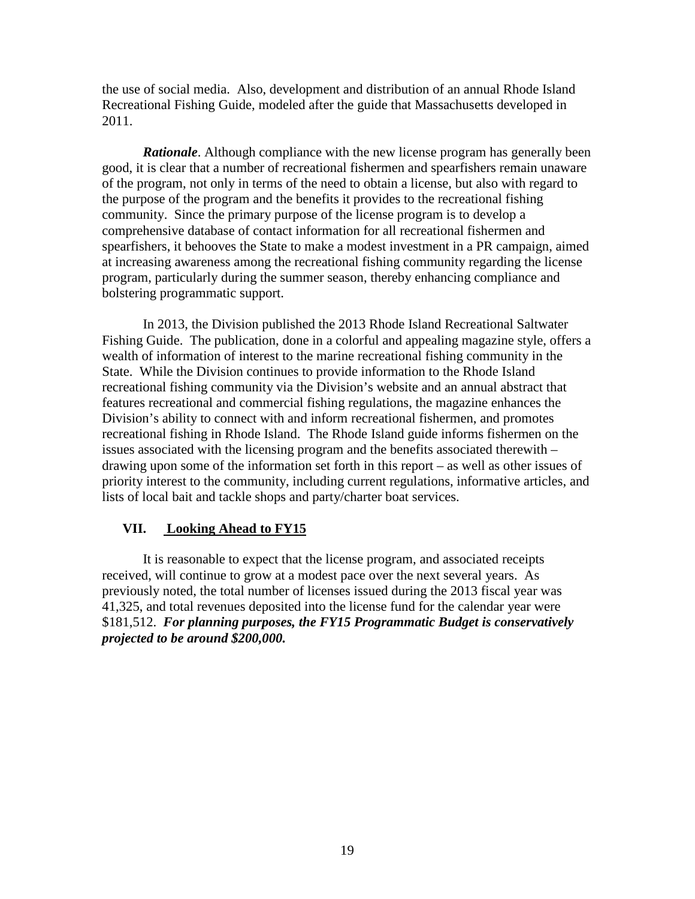the use of social media. Also, development and distribution of an annual Rhode Island Recreational Fishing Guide, modeled after the guide that Massachusetts developed in 2011.

***Rationale***. Although compliance with the new license program has generally been good, it is clear that a number of recreational fishermen and spearfishers remain unaware of the program, not only in terms of the need to obtain a license, but also with regard to the purpose of the program and the benefits it provides to the recreational fishing community. Since the primary purpose of the license program is to develop a comprehensive database of contact information for all recreational fishermen and spearfishers, it behooves the State to make a modest investment in a PR campaign, aimed at increasing awareness among the recreational fishing community regarding the license program, particularly during the summer season, thereby enhancing compliance and bolstering programmatic support.

In 2013, the Division published the 2013 Rhode Island Recreational Saltwater Fishing Guide. The publication, done in a colorful and appealing magazine style, offers a wealth of information of interest to the marine recreational fishing community in the State. While the Division continues to provide information to the Rhode Island recreational fishing community via the Division's website and an annual abstract that features recreational and commercial fishing regulations, the magazine enhances the Division's ability to connect with and inform recreational fishermen, and promotes recreational fishing in Rhode Island. The Rhode Island guide informs fishermen on the issues associated with the licensing program and the benefits associated therewith – drawing upon some of the information set forth in this report – as well as other issues of priority interest to the community, including current regulations, informative articles, and lists of local bait and tackle shops and party/charter boat services.

## VII. Looking Ahead to FY15

It is reasonable to expect that the license program, and associated receipts received, will continue to grow at a modest pace over the next several years. As previously noted, the total number of licenses issued during the 2013 fiscal year was 41,325, and total revenues deposited into the license fund for the calendar year were \$181,512. ***For planning purposes, the FY15 Programmatic Budget is conservatively projected to be around \$200,000.***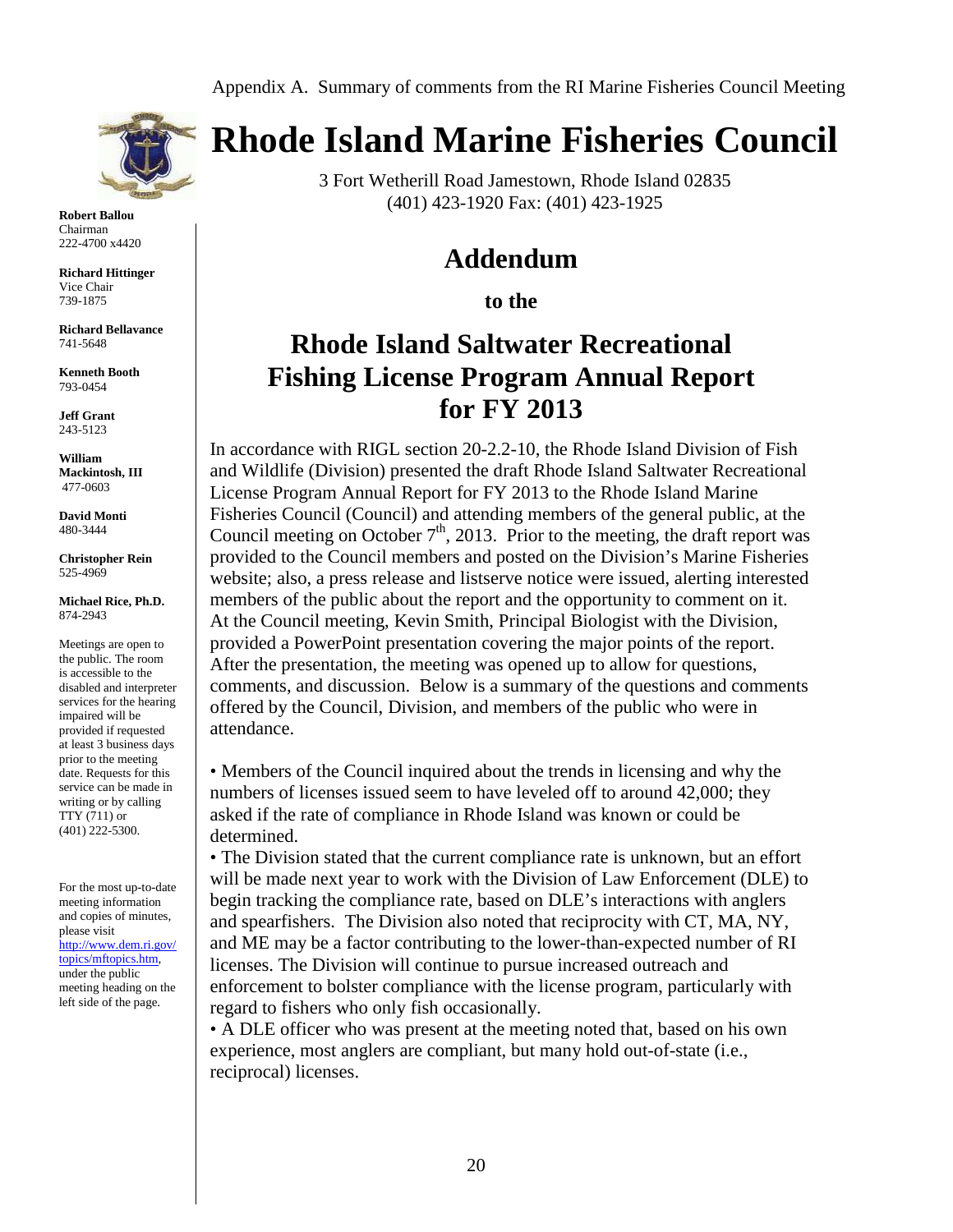Appendix A. Summary of comments from the RI Marine Fisheries Council Meeting

# Rhode Island Marine Fisheries Council

3 Fort Wetherill Road Jamestown, Rhode Island 02835
(401) 423-1920 Fax: (401) 423-1925

**Robert Ballou**
Chairman
222-4700 x4420

**Richard Hittinger**
Vice Chair
739-1875

**Richard Bellavance**
741-5648

**Kenneth Booth**
793-0454

**Jeff Grant**
243-5123

**William Mackintosh, III**
477-0603

**David Monti**
480-3444

**Christopher Rein**
525-4969

**Michael Rice, Ph.D.**
874-2943

Meetings are open to the public. The room is accessible to the disabled and interpreter services for the hearing impaired will be provided if requested at least 3 business days prior to the meeting date. Requests for this service can be made in writing or by calling TTY (711) or (401) 222-5300.

For the most up-to-date meeting information and copies of minutes, please visit http://www.dem.ri.gov/topics/mftopics.htm, under the public meeting heading on the left side of the page.

## Addendum

### to the

## Rhode Island Saltwater Recreational Fishing License Program Annual Report for FY 2013

In accordance with RIGL section 20-2.2-10, the Rhode Island Division of Fish and Wildlife (Division) presented the draft Rhode Island Saltwater Recreational License Program Annual Report for FY 2013 to the Rhode Island Marine Fisheries Council (Council) and attending members of the general public, at the Council meeting on October 7th, 2013. Prior to the meeting, the draft report was provided to the Council members and posted on the Division's Marine Fisheries website; also, a press release and listserve notice were issued, alerting interested members of the public about the report and the opportunity to comment on it. At the Council meeting, Kevin Smith, Principal Biologist with the Division, provided a PowerPoint presentation covering the major points of the report. After the presentation, the meeting was opened up to allow for questions, comments, and discussion. Below is a summary of the questions and comments offered by the Council, Division, and members of the public who were in attendance.

- Members of the Council inquired about the trends in licensing and why the numbers of licenses issued seem to have leveled off to around 42,000; they asked if the rate of compliance in Rhode Island was known or could be determined.
- The Division stated that the current compliance rate is unknown, but an effort will be made next year to work with the Division of Law Enforcement (DLE) to begin tracking the compliance rate, based on DLE's interactions with anglers and spearfishers. The Division also noted that reciprocity with CT, MA, NY, and ME may be a factor contributing to the lower-than-expected number of RI licenses. The Division will continue to pursue increased outreach and enforcement to bolster compliance with the license program, particularly with regard to fishers who only fish occasionally.
- A DLE officer who was present at the meeting noted that, based on his own experience, most anglers are compliant, but many hold out-of-state (i.e., reciprocal) licenses.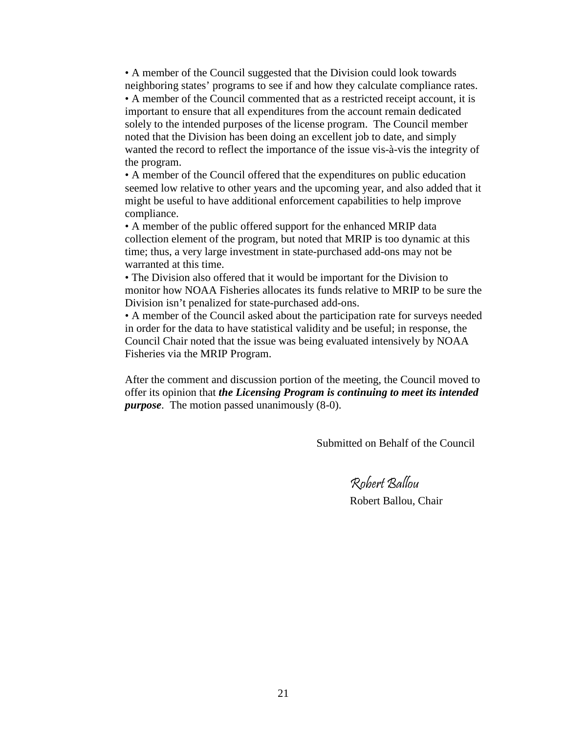• A member of the Council suggested that the Division could look towards neighboring states' programs to see if and how they calculate compliance rates.
• A member of the Council commented that as a restricted receipt account, it is important to ensure that all expenditures from the account remain dedicated solely to the intended purposes of the license program. The Council member noted that the Division has been doing an excellent job to date, and simply wanted the record to reflect the importance of the issue vis-à-vis the integrity of the program.
• A member of the Council offered that the expenditures on public education seemed low relative to other years and the upcoming year, and also added that it might be useful to have additional enforcement capabilities to help improve compliance.
• A member of the public offered support for the enhanced MRIP data collection element of the program, but noted that MRIP is too dynamic at this time; thus, a very large investment in state-purchased add-ons may not be warranted at this time.
• The Division also offered that it would be important for the Division to monitor how NOAA Fisheries allocates its funds relative to MRIP to be sure the Division isn't penalized for state-purchased add-ons.
• A member of the Council asked about the participation rate for surveys needed in order for the data to have statistical validity and be useful; in response, the Council Chair noted that the issue was being evaluated intensively by NOAA Fisheries via the MRIP Program.

After the comment and discussion portion of the meeting, the Council moved to offer its opinion that ***the Licensing Program is continuing to meet its intended purpose***. The motion passed unanimously (8-0).

Submitted on Behalf of the Council

*Robert Ballou*

Robert Ballou, Chair